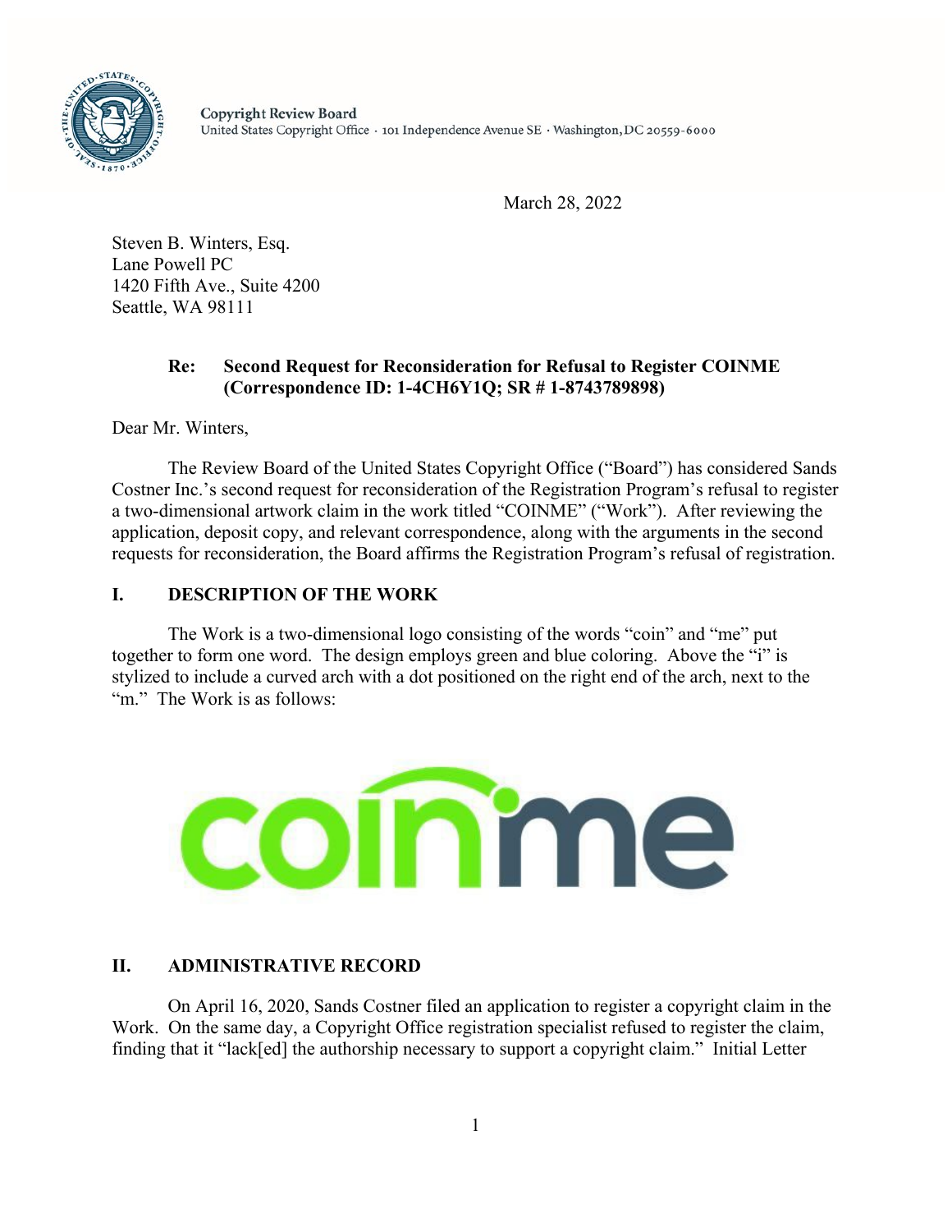Copyright Review Board
United States Copyright Office · 101 Independence Avenue SE · Washington, DC 20559-6000

March 28, 2022

Steven B. Winters, Esq.
Lane Powell PC
1420 Fifth Ave., Suite 4200
Seattle, WA 98111

**Re: Second Request for Reconsideration for Refusal to Register COINME (Correspondence ID: 1-4CH6Y1Q; SR # 1-8743789898)**

Dear Mr. Winters,

The Review Board of the United States Copyright Office ("Board") has considered Sands Costner Inc.'s second request for reconsideration of the Registration Program's refusal to register a two-dimensional artwork claim in the work titled "COINME" ("Work"). After reviewing the application, deposit copy, and relevant correspondence, along with the arguments in the second requests for reconsideration, the Board affirms the Registration Program's refusal of registration.

## I. DESCRIPTION OF THE WORK

The Work is a two-dimensional logo consisting of the words "coin" and "me" put together to form one word. The design employs green and blue coloring. Above the "i" is stylized to include a curved arch with a dot positioned on the right end of the arch, next to the "m." The Work is as follows:

## II. ADMINISTRATIVE RECORD

On April 16, 2020, Sands Costner filed an application to register a copyright claim in the Work. On the same day, a Copyright Office registration specialist refused to register the claim, finding that it "lack[ed] the authorship necessary to support a copyright claim." Initial Letter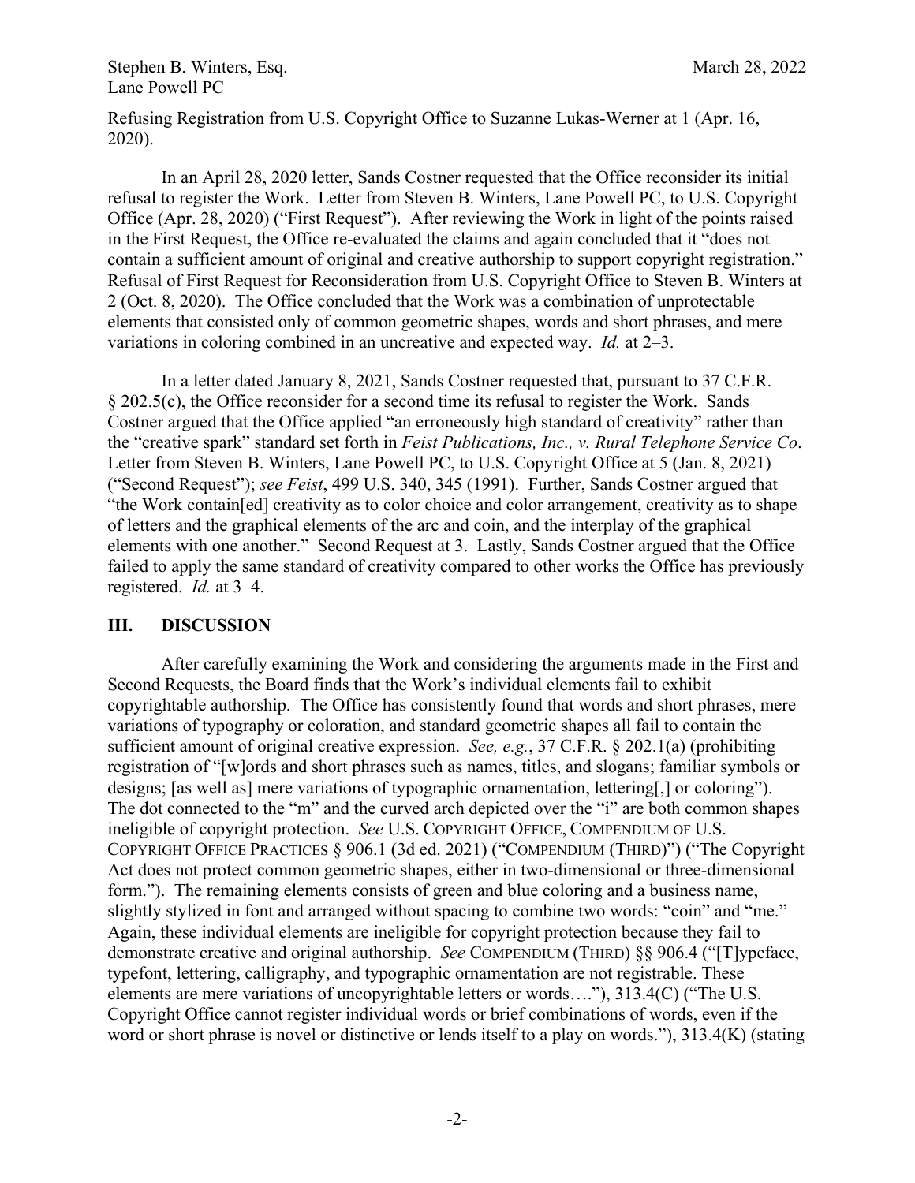Refusing Registration from U.S. Copyright Office to Suzanne Lukas-Werner at 1 (Apr. 16, 2020).

In an April 28, 2020 letter, Sands Costner requested that the Office reconsider its initial refusal to register the Work. Letter from Steven B. Winters, Lane Powell PC, to U.S. Copyright Office (Apr. 28, 2020) ("First Request"). After reviewing the Work in light of the points raised in the First Request, the Office re-evaluated the claims and again concluded that it "does not contain a sufficient amount of original and creative authorship to support copyright registration." Refusal of First Request for Reconsideration from U.S. Copyright Office to Steven B. Winters at 2 (Oct. 8, 2020). The Office concluded that the Work was a combination of unprotectable elements that consisted only of common geometric shapes, words and short phrases, and mere variations in coloring combined in an uncreative and expected way. *Id.* at 2–3.

In a letter dated January 8, 2021, Sands Costner requested that, pursuant to 37 C.F.R. § 202.5(c), the Office reconsider for a second time its refusal to register the Work. Sands Costner argued that the Office applied "an erroneously high standard of creativity" rather than the "creative spark" standard set forth in *Feist Publications, Inc., v. Rural Telephone Service Co*. Letter from Steven B. Winters, Lane Powell PC, to U.S. Copyright Office at 5 (Jan. 8, 2021) ("Second Request"); *see Feist*, 499 U.S. 340, 345 (1991). Further, Sands Costner argued that "the Work contain[ed] creativity as to color choice and color arrangement, creativity as to shape of letters and the graphical elements of the arc and coin, and the interplay of the graphical elements with one another." Second Request at 3. Lastly, Sands Costner argued that the Office failed to apply the same standard of creativity compared to other works the Office has previously registered. *Id.* at 3–4.

## III. DISCUSSION

After carefully examining the Work and considering the arguments made in the First and Second Requests, the Board finds that the Work's individual elements fail to exhibit copyrightable authorship. The Office has consistently found that words and short phrases, mere variations of typography or coloration, and standard geometric shapes all fail to contain the sufficient amount of original creative expression. *See, e.g.*, 37 C.F.R. § 202.1(a) (prohibiting registration of "[w]ords and short phrases such as names, titles, and slogans; familiar symbols or designs; [as well as] mere variations of typographic ornamentation, lettering[,] or coloring"). The dot connected to the "m" and the curved arch depicted over the "i" are both common shapes ineligible of copyright protection. *See* U.S. COPYRIGHT OFFICE, COMPENDIUM OF U.S. COPYRIGHT OFFICE PRACTICES § 906.1 (3d ed. 2021) ("COMPENDIUM (THIRD)") ("The Copyright Act does not protect common geometric shapes, either in two-dimensional or three-dimensional form."). The remaining elements consists of green and blue coloring and a business name, slightly stylized in font and arranged without spacing to combine two words: "coin" and "me." Again, these individual elements are ineligible for copyright protection because they fail to demonstrate creative and original authorship. *See* COMPENDIUM (THIRD) §§ 906.4 ("[T]ypeface, typefont, lettering, calligraphy, and typographic ornamentation are not registrable. These elements are mere variations of uncopyrightable letters or words…."), 313.4(C) ("The U.S. Copyright Office cannot register individual words or brief combinations of words, even if the word or short phrase is novel or distinctive or lends itself to a play on words."), 313.4(K) (stating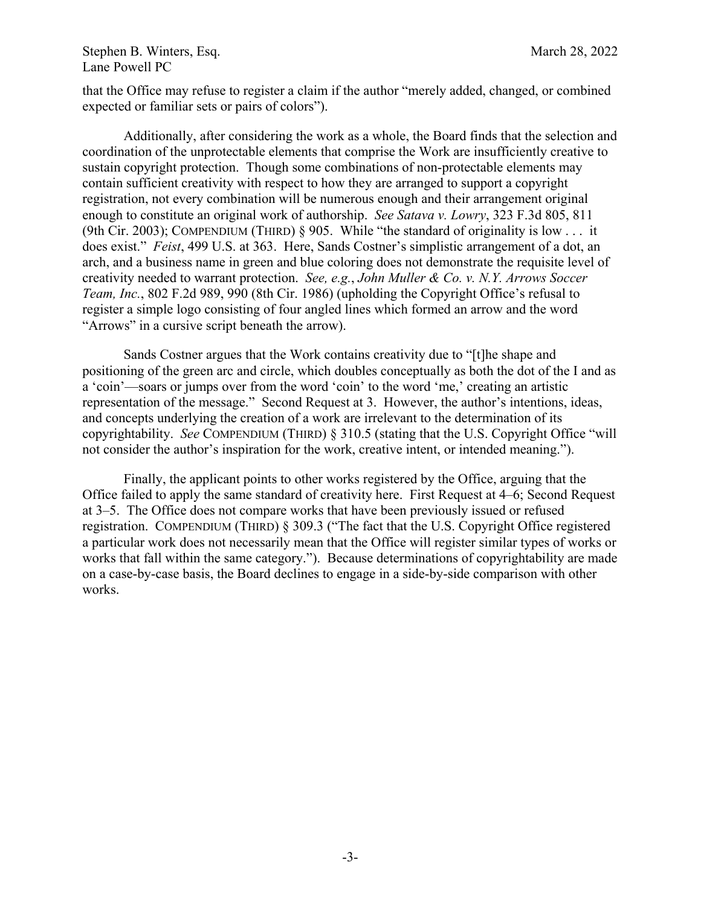that the Office may refuse to register a claim if the author "merely added, changed, or combined expected or familiar sets or pairs of colors").

Additionally, after considering the work as a whole, the Board finds that the selection and coordination of the unprotectable elements that comprise the Work are insufficiently creative to sustain copyright protection. Though some combinations of non-protectable elements may contain sufficient creativity with respect to how they are arranged to support a copyright registration, not every combination will be numerous enough and their arrangement original enough to constitute an original work of authorship. *See Satava v. Lowry*, 323 F.3d 805, 811 (9th Cir. 2003); COMPENDIUM (THIRD) § 905. While "the standard of originality is low . . . it does exist." *Feist*, 499 U.S. at 363. Here, Sands Costner's simplistic arrangement of a dot, an arch, and a business name in green and blue coloring does not demonstrate the requisite level of creativity needed to warrant protection. *See, e.g.*, *John Muller & Co. v. N.Y. Arrows Soccer Team, Inc.*, 802 F.2d 989, 990 (8th Cir. 1986) (upholding the Copyright Office's refusal to register a simple logo consisting of four angled lines which formed an arrow and the word "Arrows" in a cursive script beneath the arrow).

Sands Costner argues that the Work contains creativity due to "[t]he shape and positioning of the green arc and circle, which doubles conceptually as both the dot of the I and as a 'coin'—soars or jumps over from the word 'coin' to the word 'me,' creating an artistic representation of the message." Second Request at 3. However, the author's intentions, ideas, and concepts underlying the creation of a work are irrelevant to the determination of its copyrightability. *See* COMPENDIUM (THIRD) § 310.5 (stating that the U.S. Copyright Office "will not consider the author's inspiration for the work, creative intent, or intended meaning.").

Finally, the applicant points to other works registered by the Office, arguing that the Office failed to apply the same standard of creativity here. First Request at 4–6; Second Request at 3–5. The Office does not compare works that have been previously issued or refused registration. COMPENDIUM (THIRD) § 309.3 ("The fact that the U.S. Copyright Office registered a particular work does not necessarily mean that the Office will register similar types of works or works that fall within the same category."). Because determinations of copyrightability are made on a case-by-case basis, the Board declines to engage in a side-by-side comparison with other works.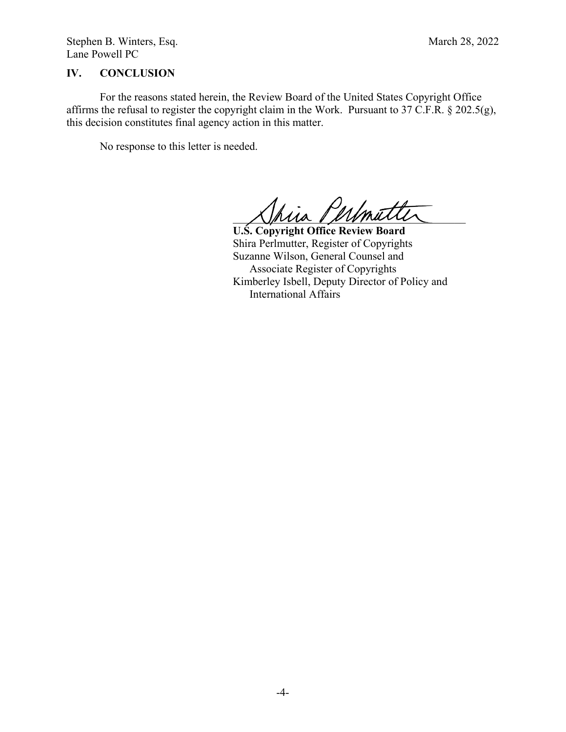Stephen B. Winters, Esq.
Lane Powell PC

March 28, 2022

## IV. CONCLUSION

For the reasons stated herein, the Review Board of the United States Copyright Office affirms the refusal to register the copyright claim in the Work. Pursuant to 37 C.F.R. § 202.5(g), this decision constitutes final agency action in this matter.

No response to this letter is needed.

**U.S. Copyright Office Review Board**
Shira Perlmutter, Register of Copyrights
Suzanne Wilson, General Counsel and
Associate Register of Copyrights
Kimberley Isbell, Deputy Director of Policy and
International Affairs